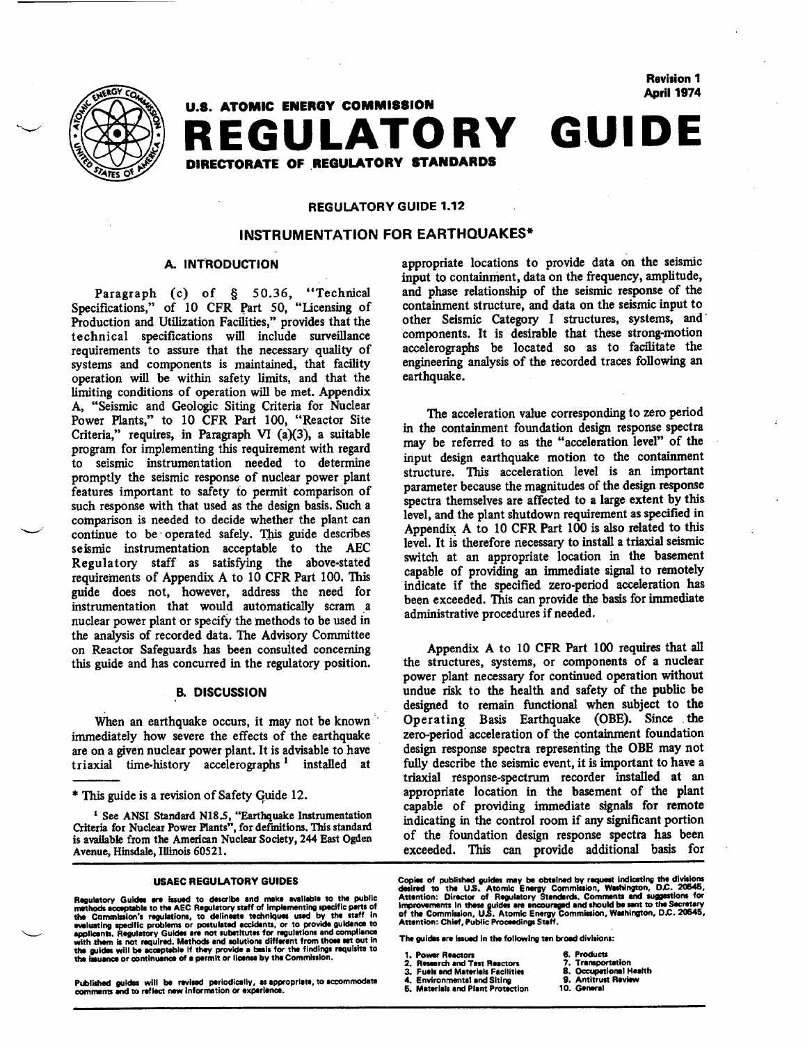Revision 1
April 1974

U.S. ATOMIC ENERGY COMMISSION

# REGULATORY GUIDE

DIRECTORATE OF REGULATORY STANDARDS

## REGULATORY GUIDE 1.12

## INSTRUMENTATION FOR EARTHQUAKES*

### A. INTRODUCTION

Paragraph (c) of § 50.36, "Technical Specifications," of 10 CFR Part 50, "Licensing of Production and Utilization Facilities," provides that the technical specifications will include surveillance requirements to assure that the necessary quality of systems and components is maintained, that facility operation will be within safety limits, and that the limiting conditions of operation will be met. Appendix A, "Seismic and Geologic Siting Criteria for Nuclear Power Plants," to 10 CFR Part 100, "Reactor Site Criteria," requires, in Paragraph VI (a)(3), a suitable program for implementing this requirement with regard to seismic instrumentation needed to determine promptly the seismic response of nuclear power plant features important to safety to permit comparison of such response with that used as the design basis. Such a comparison is needed to decide whether the plant can continue to be operated safely. This guide describes seismic instrumentation acceptable to the AEC Regulatory staff as satisfying the above-stated requirements of Appendix A to 10 CFR Part 100. This guide does not, however, address the need for instrumentation that would automatically scram a nuclear power plant or specify the methods to be used in the analysis of recorded data. The Advisory Committee on Reactor Safeguards has been consulted concerning this guide and has concurred in the regulatory position.

### B. DISCUSSION

When an earthquake occurs, it may not be known immediately how severe the effects of the earthquake are on a given nuclear power plant. It is advisable to have triaxial time-history accelerographs[1] installed at appropriate locations to provide data on the seismic input to containment, data on the frequency, amplitude, and phase relationship of the seismic response of the containment structure, and data on the seismic input to other Seismic Category I structures, systems, and components. It is desirable that these strong-motion accelerographs be located so as to facilitate the engineering analysis of the recorded traces following an earthquake.

The acceleration value corresponding to zero period in the containment foundation design response spectra may be referred to as the "acceleration level" of the input design earthquake motion to the containment structure. This acceleration level is an important parameter because the magnitudes of the design response spectra themselves are affected to a large extent by this level, and the plant shutdown requirement as specified in Appendix A to 10 CFR Part 100 is also related to this level. It is therefore necessary to install a triaxial seismic switch at an appropriate location in the basement capable of providing an immediate signal to remotely indicate if the specified zero-period acceleration has been exceeded. This can provide the basis for immediate administrative procedures if needed.

Appendix A to 10 CFR Part 100 requires that all the structures, systems, or components of a nuclear power plant necessary for continued operation without undue risk to the health and safety of the public be designed to remain functional when subject to the Operating Basis Earthquake (OBE). Since the zero-period acceleration of the containment foundation design response spectra representing the OBE may not fully describe the seismic event, it is important to have a triaxial response-spectrum recorder installed at an appropriate location in the basement of the plant capable of providing immediate signals for remote indicating in the control room if any significant portion of the foundation design response spectra has been exceeded. This can provide additional basis for

* This guide is a revision of Safety Guide 12.

[1] See ANSI Standard N18.5, "Earthquake Instrumentation Criteria for Nuclear Power Plants", for definitions. This standard is available from the American Nuclear Society, 244 East Ogden Avenue, Hinsdale, Illinois 60521.

---

**USAEC REGULATORY GUIDES**

Regulatory Guides are issued to describe and make available to the public methods acceptable to the AEC Regulatory staff of implementing specific parts of the Commission's regulations, to delineate techniques used by the staff in evaluating specific problems or postulated accidents, or to provide guidance to applicants. Regulatory Guides are not substitutes for regulations and compliance with them is not required. Methods and solutions different from those set out in the guides will be acceptable if they provide a basis for the findings requisite to the issuance or continuance of a permit or license by the Commission.

Published guides will be revised periodically, as appropriate, to accommodate comments and to reflect new information or experience.

Copies of published guides may be obtained by request indicating the divisions desired to the U.S. Atomic Energy Commission, Washington, D.C. 20545, Attention: Director of Regulatory Standards. Comments and suggestions for improvements in these guides are encouraged and should be sent to the Secretary of the Commission, U.S. Atomic Energy Commission, Washington, D.C. 20545, Attention: Chief, Public Proceedings Staff.

The guides are issued in the following ten broad divisions:

1. Power Reactors
2. Research and Test Reactors
3. Fuels and Materials Facilities
4. Environmental and Siting
5. Materials and Plant Protection
6. Products
7. Transportation
8. Occupational Health
9. Antitrust Review
10. General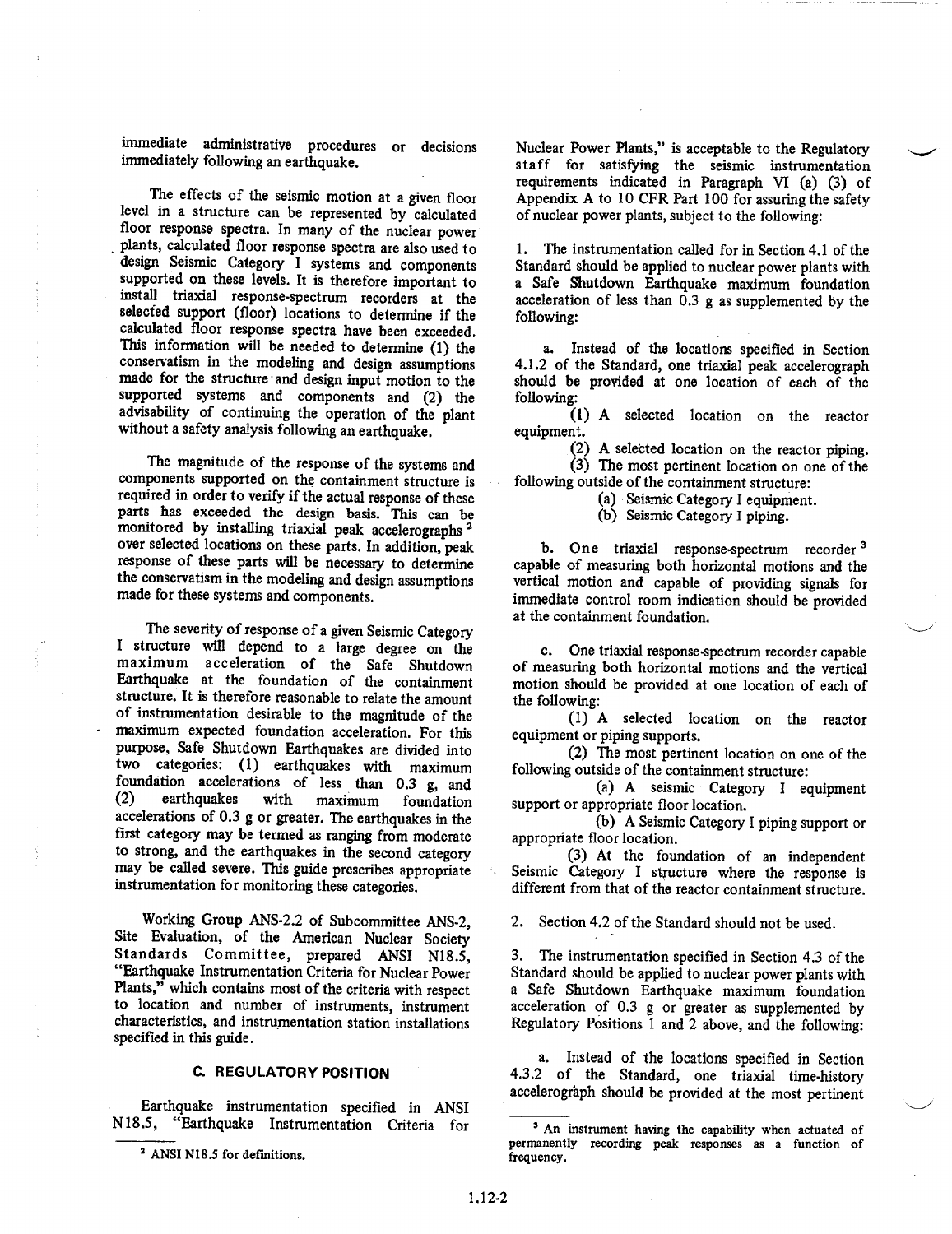immediate administrative procedures or decisions immediately following an earthquake.

The effects of the seismic motion at a given floor level in a structure can be represented by calculated floor response spectra. In many of the nuclear power plants, calculated floor response spectra are also used to design Seismic Category I systems and components supported on these levels. It is therefore important to install triaxial response-spectrum recorders at the selected support (floor) locations to determine if the calculated floor response spectra have been exceeded. This information will be needed to determine (1) the conservatism in the modeling and design assumptions made for the structure and design input motion to the supported systems and components and (2) the advisability of continuing the operation of the plant without a safety analysis following an earthquake.

The magnitude of the response of the systems and components supported on the containment structure is required in order to verify if the actual response of these parts has exceeded the design basis. This can be monitored by installing triaxial peak accelerographs [2] over selected locations on these parts. In addition, peak response of these parts will be necessary to determine the conservatism in the modeling and design assumptions made for these systems and components.

The severity of response of a given Seismic Category I structure will depend to a large degree on the maximum acceleration of the Safe Shutdown Earthquake at the foundation of the containment structure. It is therefore reasonable to relate the amount of instrumentation desirable to the magnitude of the maximum expected foundation acceleration. For this purpose, Safe Shutdown Earthquakes are divided into two categories: (1) earthquakes with maximum foundation accelerations of less than 0.3 g, and (2) earthquakes with maximum foundation accelerations of 0.3 g or greater. The earthquakes in the first category may be termed as ranging from moderate to strong, and the earthquakes in the second category may be called severe. This guide prescribes appropriate instrumentation for monitoring these categories.

Working Group ANS-2.2 of Subcommittee ANS-2, Site Evaluation, of the American Nuclear Society Standards Committee, prepared ANSI N18.5, "Earthquake Instrumentation Criteria for Nuclear Power Plants," which contains most of the criteria with respect to location and number of instruments, instrument characteristics, and instrumentation station installations specified in this guide.

## C. REGULATORY POSITION

Earthquake instrumentation specified in ANSI N18.5, "Earthquake Instrumentation Criteria for Nuclear Power Plants," is acceptable to the Regulatory staff for satisfying the seismic instrumentation requirements indicated in Paragraph VI (a) (3) of Appendix A to 10 CFR Part 100 for assuring the safety of nuclear power plants, subject to the following:

1. The instrumentation called for in Section 4.1 of the Standard should be applied to nuclear power plants with a Safe Shutdown Earthquake maximum foundation acceleration of less than 0.3 g as supplemented by the following:

   a. Instead of the locations specified in Section 4.1.2 of the Standard, one triaxial peak accelerograph should be provided at one location of each of the following:

      (1) A selected location on the reactor equipment.

      (2) A selected location on the reactor piping.

      (3) The most pertinent location on one of the following outside of the containment structure:

         (a) Seismic Category I equipment.

         (b) Seismic Category I piping.

   b. One triaxial response-spectrum recorder [3] capable of measuring both horizontal motions and the vertical motion and capable of providing signals for immediate control room indication should be provided at the containment foundation.

   c. One triaxial response-spectrum recorder capable of measuring both horizontal motions and the vertical motion should be provided at one location of each of the following:

      (1) A selected location on the reactor equipment or piping supports.

      (2) The most pertinent location on one of the following outside of the containment structure:

         (a) A seismic Category I equipment support or appropriate floor location.

         (b) A Seismic Category I piping support or appropriate floor location.

      (3) At the foundation of an independent Seismic Category I structure where the response is different from that of the reactor containment structure.

2. Section 4.2 of the Standard should not be used.

3. The instrumentation specified in Section 4.3 of the Standard should be applied to nuclear power plants with a Safe Shutdown Earthquake maximum foundation acceleration of 0.3 g or greater as supplemented by Regulatory Positions 1 and 2 above, and the following:

   a. Instead of the locations specified in Section 4.3.2 of the Standard, one triaxial time-history accelerograph should be provided at the most pertinent

---

[2] ANSI N18.5 for definitions.

[3] An instrument having the capability when actuated of permanently recording peak responses as a function of frequency.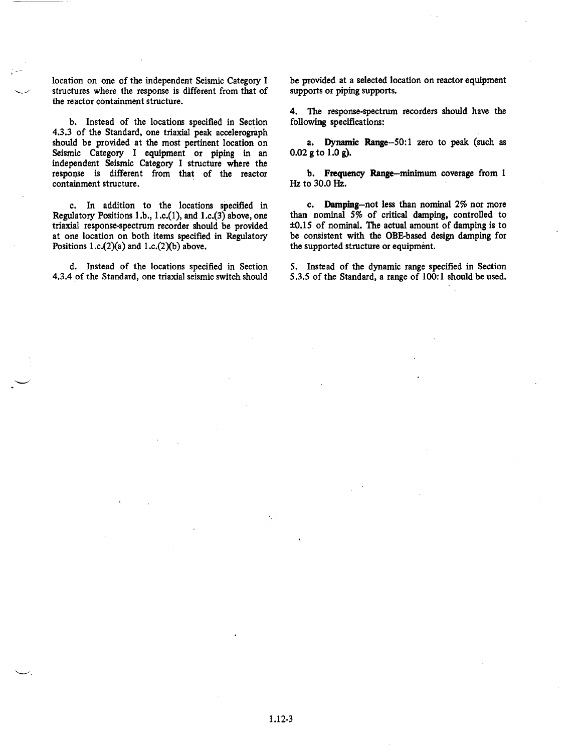location on one of the independent Seismic Category I structures where the response is different from that of the reactor containment structure.

b. Instead of the locations specified in Section 4.3.3 of the Standard, one triaxial peak accelerograph should be provided at the most pertinent location on Seismic Category I equipment or piping in an independent Seismic Category I structure where the response is different from that of the reactor containment structure.

c. In addition to the locations specified in Regulatory Positions 1.b., 1.c.(1), and 1.c.(3) above, one triaxial response-spectrum recorder should be provided at one location on both items specified in Regulatory Positions 1.c.(2)(a) and 1.c.(2)(b) above.

d. Instead of the locations specified in Section 4.3.4 of the Standard, one triaxial seismic switch should be provided at a selected location on reactor equipment supports or piping supports.

4. The response-spectrum recorders should have the following specifications:

a. **Dynamic Range**—50:1 zero to peak (such as 0.02 g to 1.0 g).

b. **Frequency Range**—minimum coverage from 1 Hz to 30.0 Hz.

c. **Damping**—not less than nominal 2% nor more than nominal 5% of critical damping, controlled to ±0.15 of nominal. The actual amount of damping is to be consistent with the OBE-based design damping for the supported structure or equipment.

5. Instead of the dynamic range specified in Section 5.3.5 of the Standard, a range of 100:1 should be used.